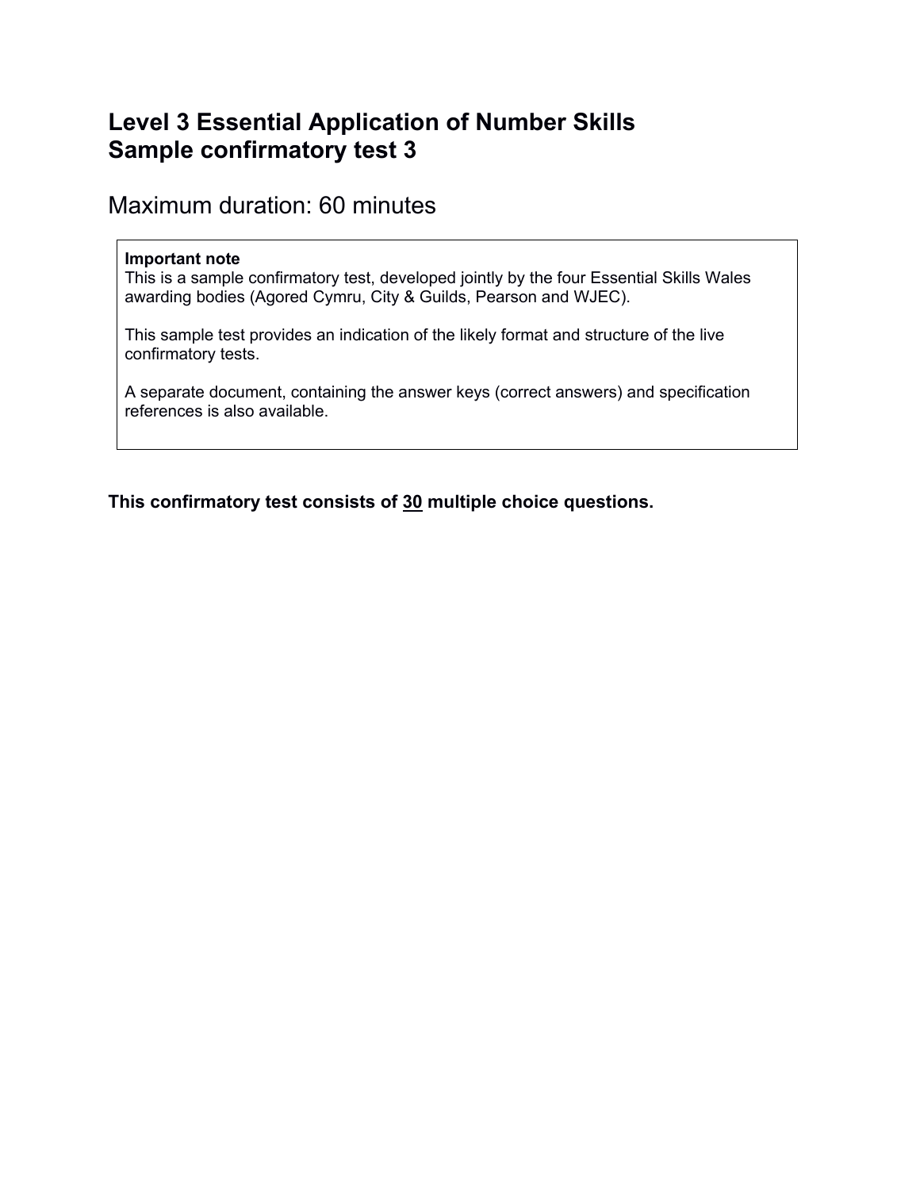# Level 3 Essential Application of Number Skills
# Sample confirmatory test 3

## Maximum duration: 60 minutes

> **Important note**
> This is a sample confirmatory test, developed jointly by the four Essential Skills Wales awarding bodies (Agored Cymru, City & Guilds, Pearson and WJEC).
>
> This sample test provides an indication of the likely format and structure of the live confirmatory tests.
>
> A separate document, containing the answer keys (correct answers) and specification references is also available.

**This confirmatory test consists of <u>30</u> multiple choice questions.**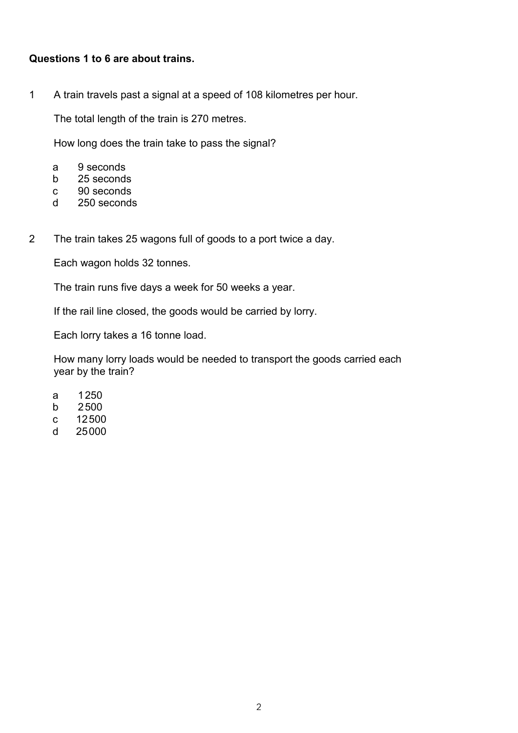**Questions 1 to 6 are about trains.**

1 A train travels past a signal at a speed of 108 kilometres per hour.

The total length of the train is 270 metres.

How long does the train take to pass the signal?

- a 9 seconds
- b 25 seconds
- c 90 seconds
- d 250 seconds

2 The train takes 25 wagons full of goods to a port twice a day.

Each wagon holds 32 tonnes.

The train runs five days a week for 50 weeks a year.

If the rail line closed, the goods would be carried by lorry.

Each lorry takes a 16 tonne load.

How many lorry loads would be needed to transport the goods carried each year by the train?

- a 1250
- b 2500
- c 12500
- d 25000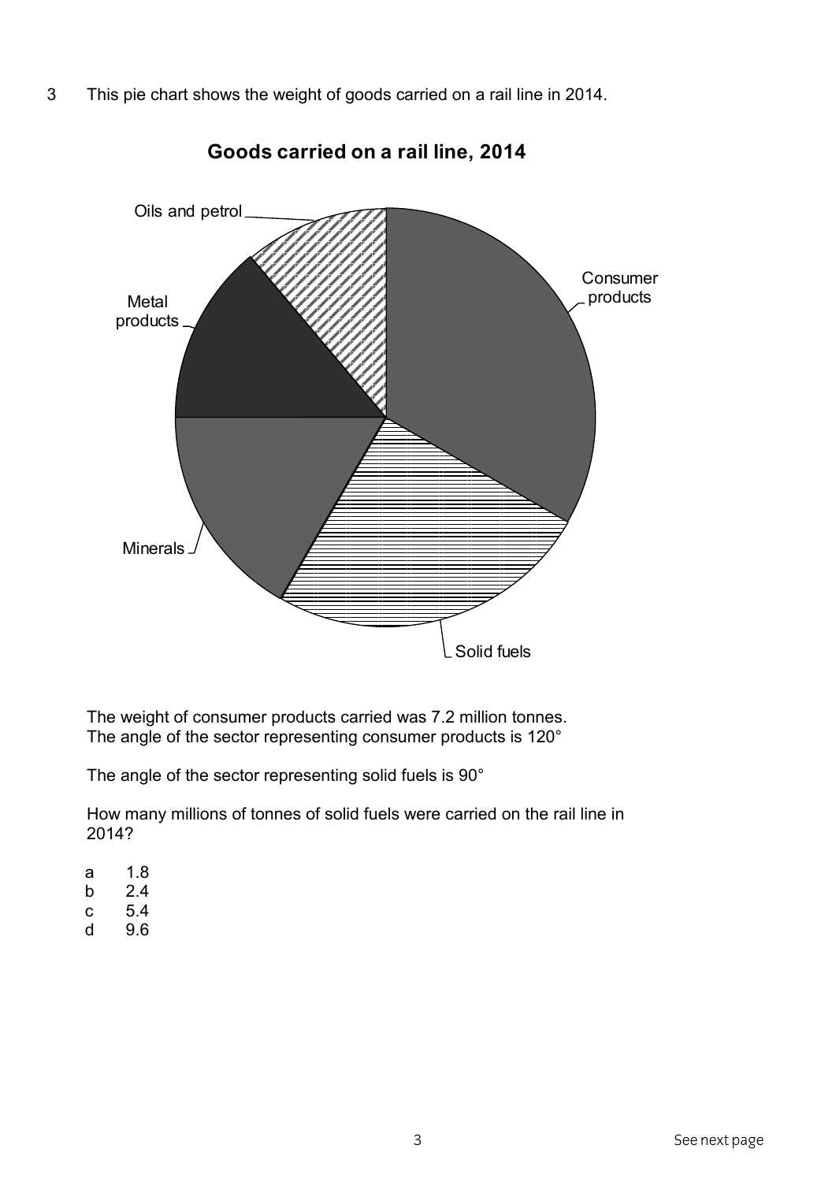3 This pie chart shows the weight of goods carried on a rail line in 2014.

**Goods carried on a rail line, 2014**

Oils and petrol

Consumer products

Metal products

Minerals

Solid fuels

The weight of consumer products carried was 7.2 million tonnes.
The angle of the sector representing consumer products is 120°

The angle of the sector representing solid fuels is 90°

How many millions of tonnes of solid fuels were carried on the rail line in 2014?

a 1.8
b 2.4
c 5.4
d 9.6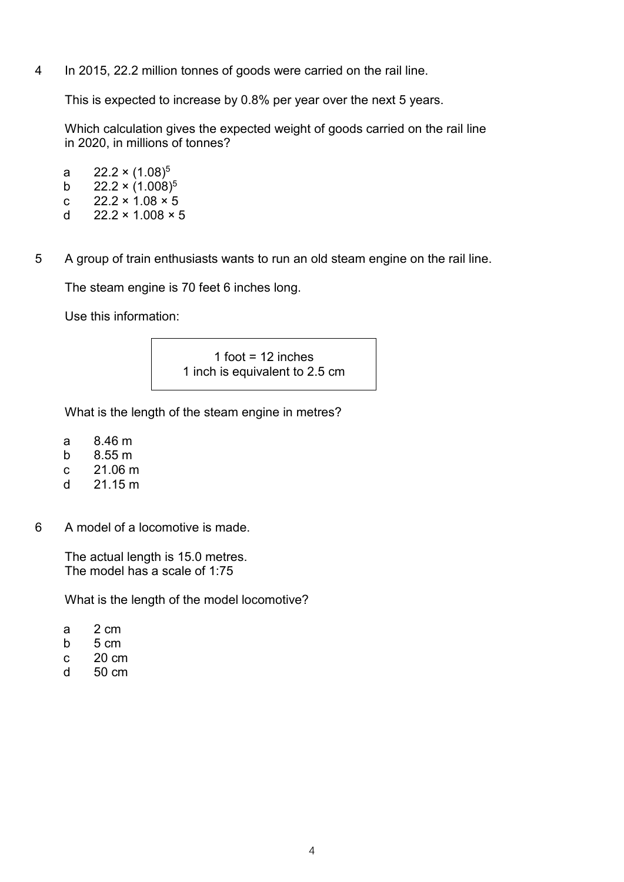4 In 2015, 22.2 million tonnes of goods were carried on the rail line.

This is expected to increase by 0.8% per year over the next 5 years.

Which calculation gives the expected weight of goods carried on the rail line in 2020, in millions of tonnes?

a $22.2 \times (1.08)^5$
b $22.2 \times (1.008)^5$
c $22.2 \times 1.08 \times 5$
d $22.2 \times 1.008 \times 5$

5 A group of train enthusiasts wants to run an old steam engine on the rail line.

The steam engine is 70 feet 6 inches long.

Use this information:

| 1 foot = 12 inches<br>1 inch is equivalent to 2.5 cm |
|---|

What is the length of the steam engine in metres?

a 8.46 m
b 8.55 m
c 21.06 m
d 21.15 m

6 A model of a locomotive is made.

The actual length is 15.0 metres.
The model has a scale of 1:75

What is the length of the model locomotive?

a 2 cm
b 5 cm
c 20 cm
d 50 cm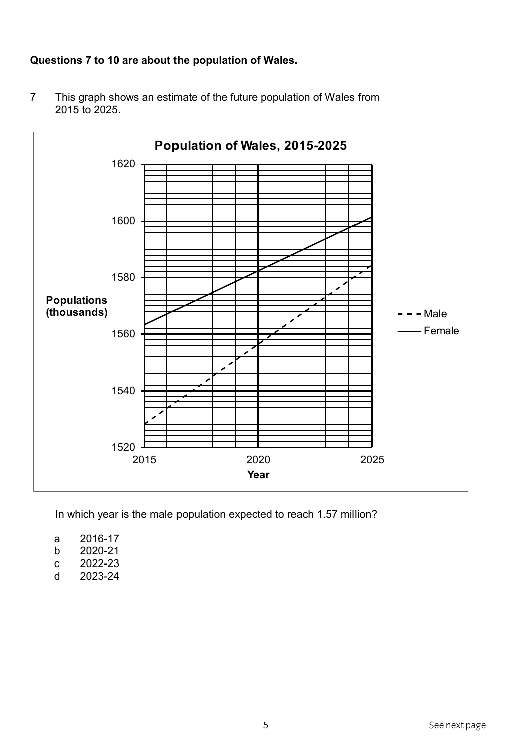**Questions 7 to 10 are about the population of Wales.**

7 This graph shows an estimate of the future population of Wales from 2015 to 2025.

**Population of Wales, 2015-2025**

Populations (thousands)

1620, 1600, 1580, 1560, 1540, 1520

Year: 2015, 2020, 2025

- - - Male
—— Female

In which year is the male population expected to reach 1.57 million?

a 2016-17
b 2020-21
c 2022-23
d 2023-24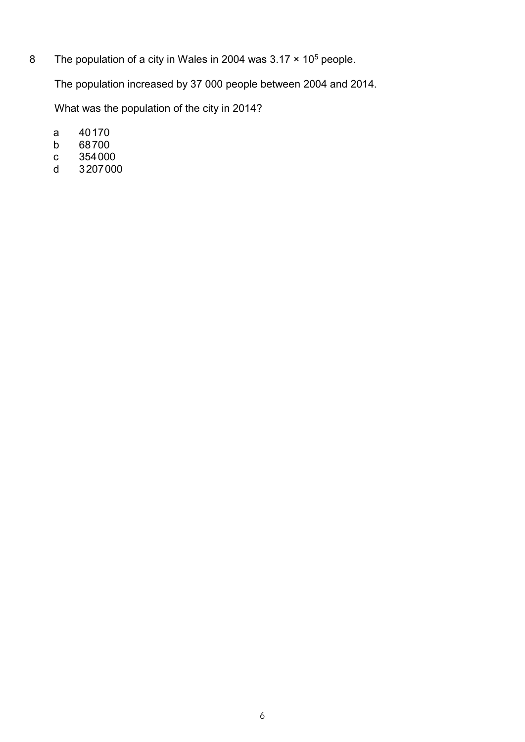8 The population of a city in Wales in 2004 was $3.17 \times 10^5$ people.

The population increased by 37 000 people between 2004 and 2014.

What was the population of the city in 2014?

a 40 170
b 68 700
c 354 000
d 3 207 000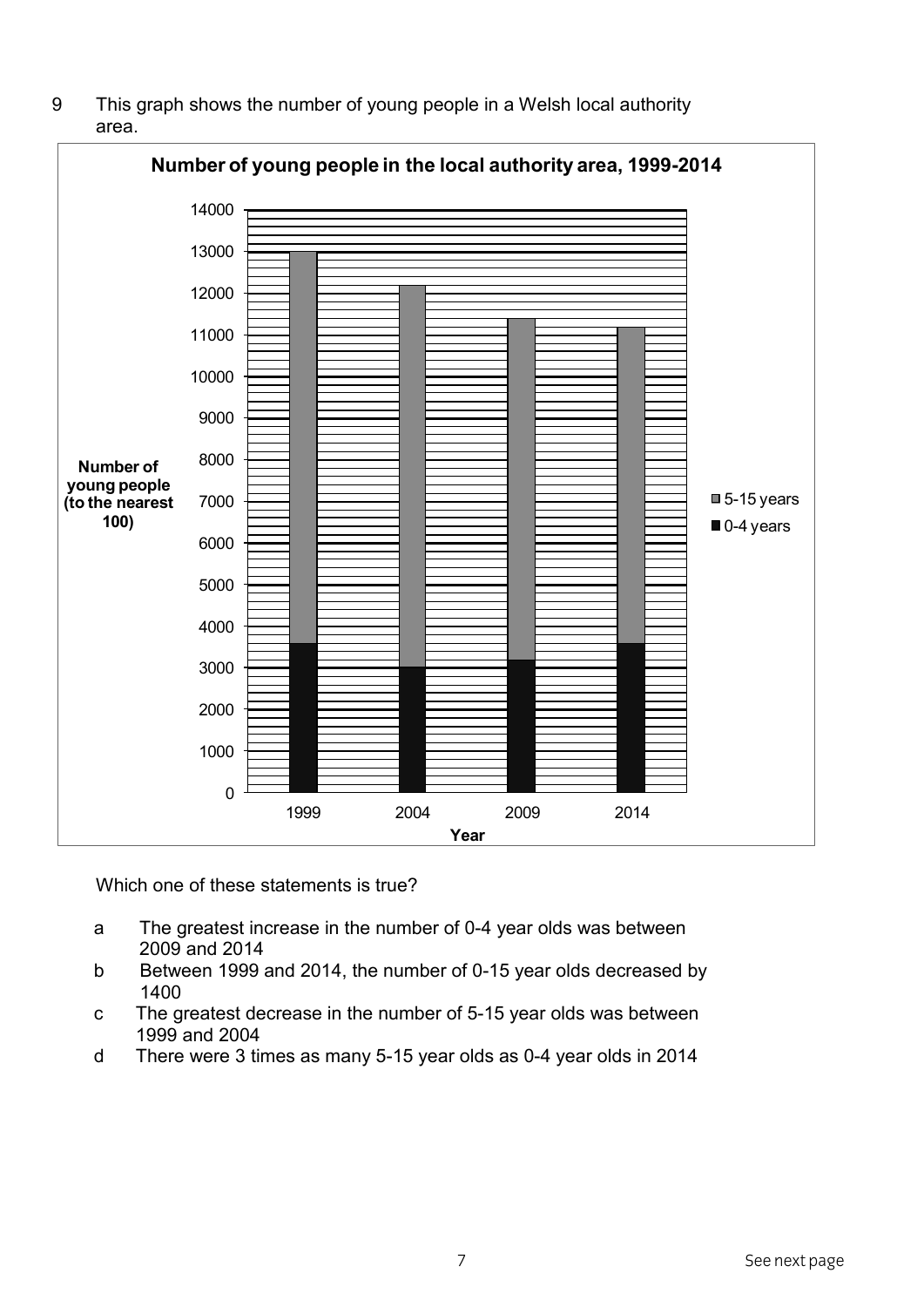9 This graph shows the number of young people in a Welsh local authority area.

**Number of young people in the local authority area, 1999-2014**

Number of young people (to the nearest 100)

| Year | 0-4 years | 5-15 years |
|---|---|---|
| 1999 | 3600 | 9400 |
| 2004 | 3000 | 9200 |
| 2009 | 3200 | 8200 |
| 2014 | 3600 | 7600 |

Which one of these statements is true?

a The greatest increase in the number of 0-4 year olds was between 2009 and 2014

b Between 1999 and 2014, the number of 0-15 year olds decreased by 1400

c The greatest decrease in the number of 5-15 year olds was between 1999 and 2004

d There were 3 times as many 5-15 year olds as 0-4 year olds in 2014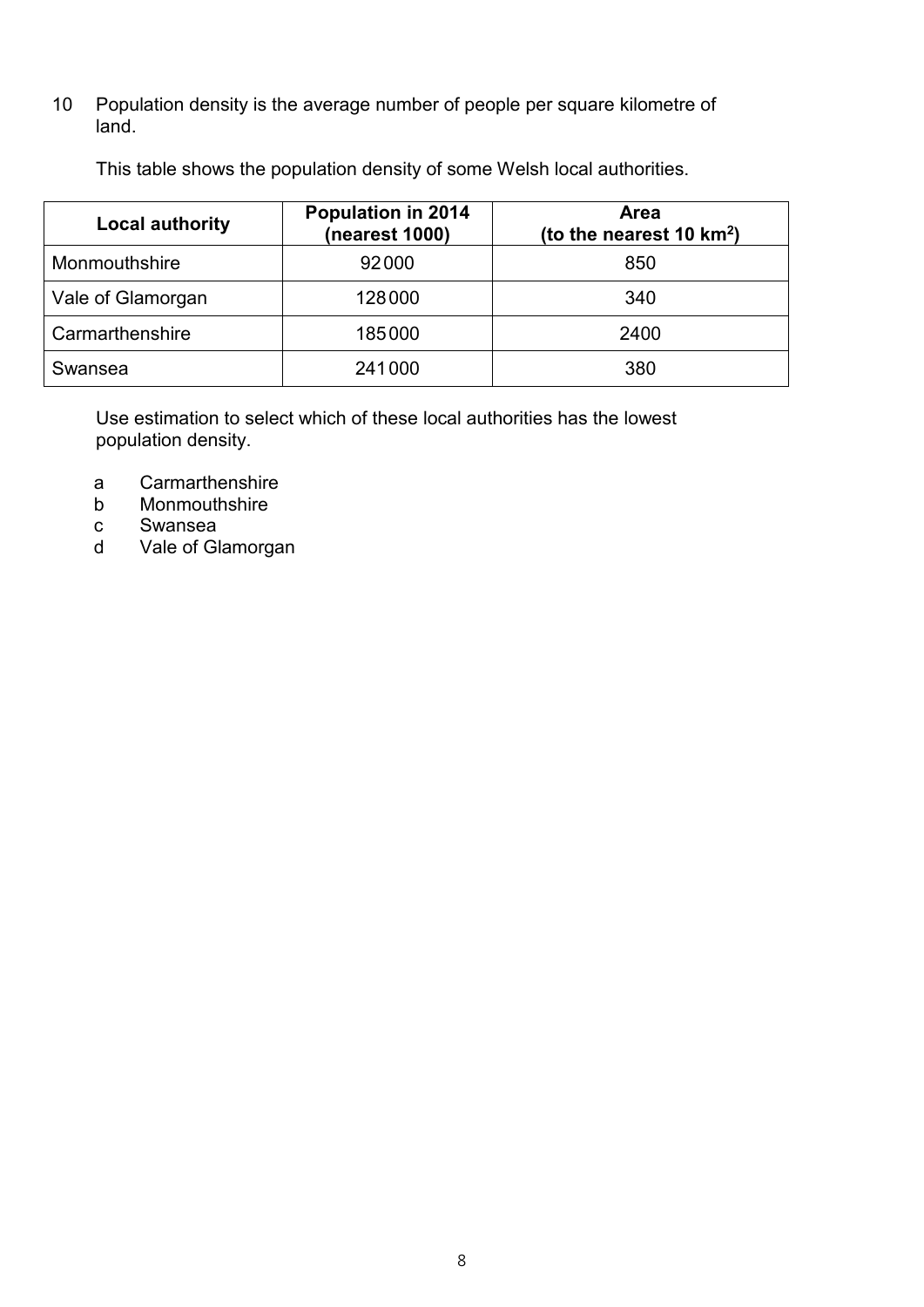10 Population density is the average number of people per square kilometre of land.

This table shows the population density of some Welsh local authorities.

| Local authority | Population in 2014 (nearest 1000) | Area (to the nearest 10 km$^2$) |
|---|---|---|
| Monmouthshire | 92 000 | 850 |
| Vale of Glamorgan | 128 000 | 340 |
| Carmarthenshire | 185 000 | 2400 |
| Swansea | 241 000 | 380 |

Use estimation to select which of these local authorities has the lowest population density.

a Carmarthenshire
b Monmouthshire
c Swansea
d Vale of Glamorgan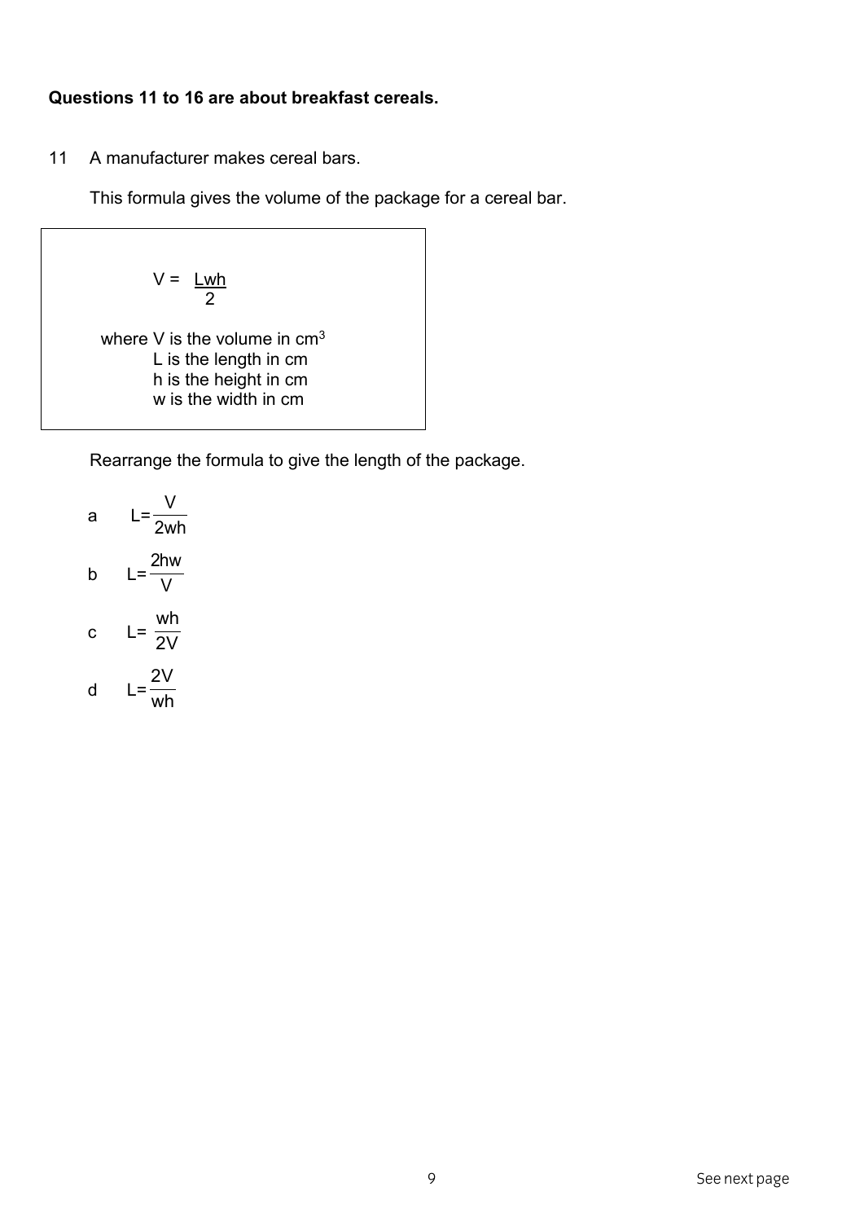**Questions 11 to 16 are about breakfast cereals.**

11 A manufacturer makes cereal bars.

This formula gives the volume of the package for a cereal bar.

$$V = \frac{Lwh}{2}$$

where $V$ is the volume in $cm^3$
$L$ is the length in cm
$h$ is the height in cm
$w$ is the width in cm

Rearrange the formula to give the length of the package.

a $L = \frac{V}{2wh}$

b $L = \frac{2hw}{V}$

c $L = \frac{wh}{2V}$

d $L = \frac{2V}{wh}$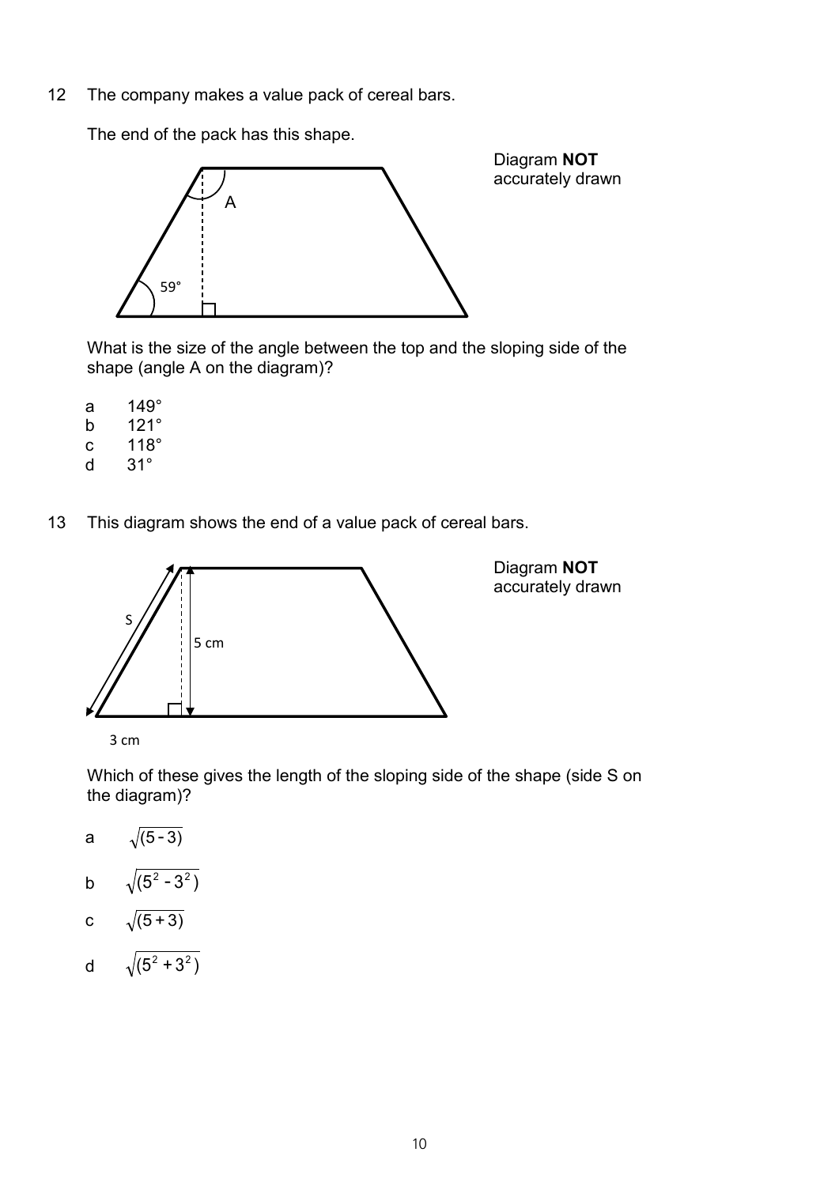12 The company makes a value pack of cereal bars.

The end of the pack has this shape.

Diagram **NOT** accurately drawn

What is the size of the angle between the top and the sloping side of the shape (angle A on the diagram)?

a 149°
b 121°
c 118°
d 31°

13 This diagram shows the end of a value pack of cereal bars.

Diagram **NOT** accurately drawn

Which of these gives the length of the sloping side of the shape (side S on the diagram)?

a $\sqrt{(5-3)}$

b $\sqrt{(5^2-3^2)}$

c $\sqrt{(5+3)}$

d $\sqrt{(5^2+3^2)}$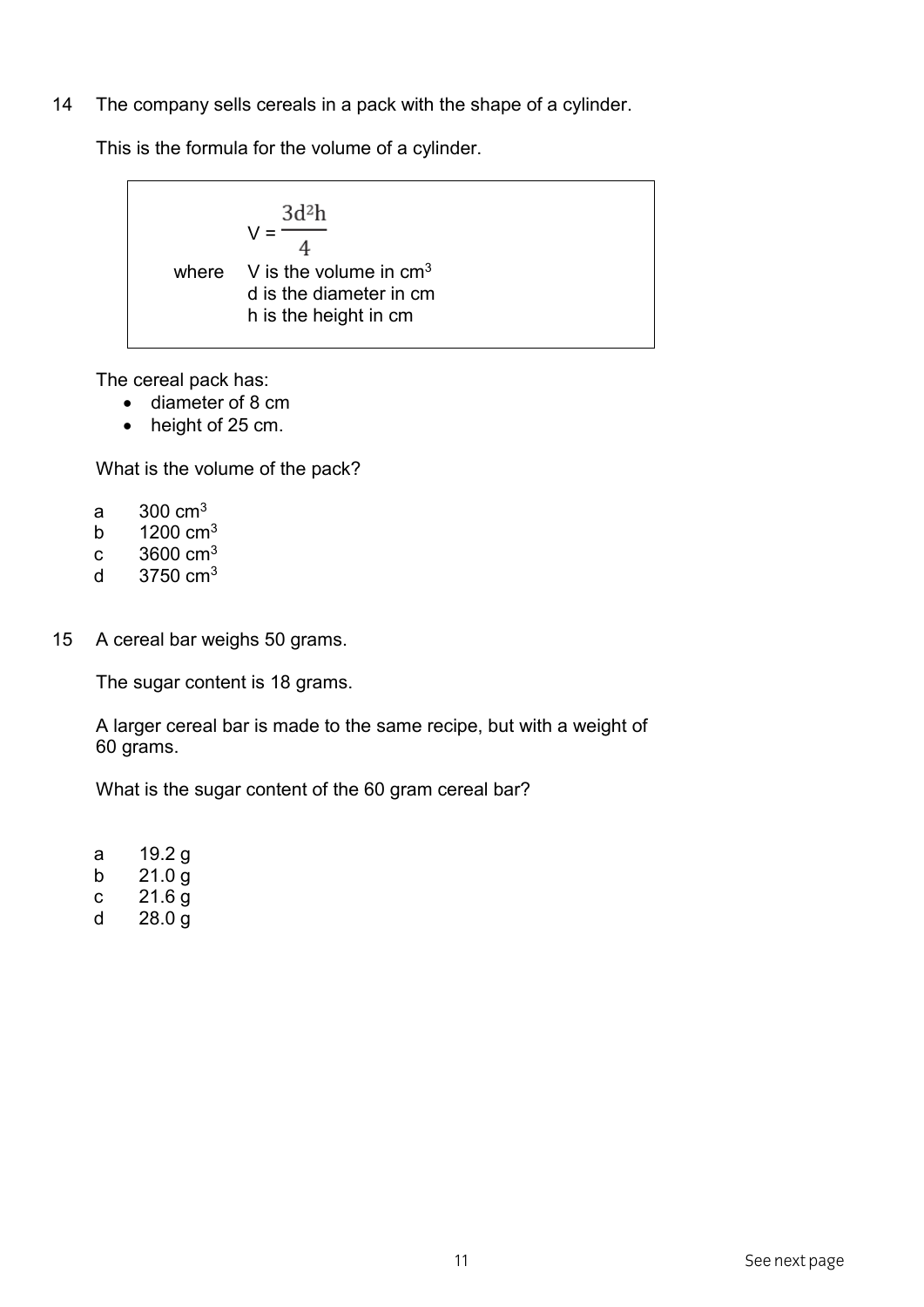14 The company sells cereals in a pack with the shape of a cylinder.

This is the formula for the volume of a cylinder.

$$V = \frac{3d^2h}{4}$$

where $V$ is the volume in $cm^3$
$d$ is the diameter in cm
$h$ is the height in cm

The cereal pack has:

- diameter of 8 cm
- height of 25 cm.

What is the volume of the pack?

a 300 $cm^3$
b 1200 $cm^3$
c 3600 $cm^3$
d 3750 $cm^3$

15 A cereal bar weighs 50 grams.

The sugar content is 18 grams.

A larger cereal bar is made to the same recipe, but with a weight of 60 grams.

What is the sugar content of the 60 gram cereal bar?

a 19.2 g
b 21.0 g
c 21.6 g
d 28.0 g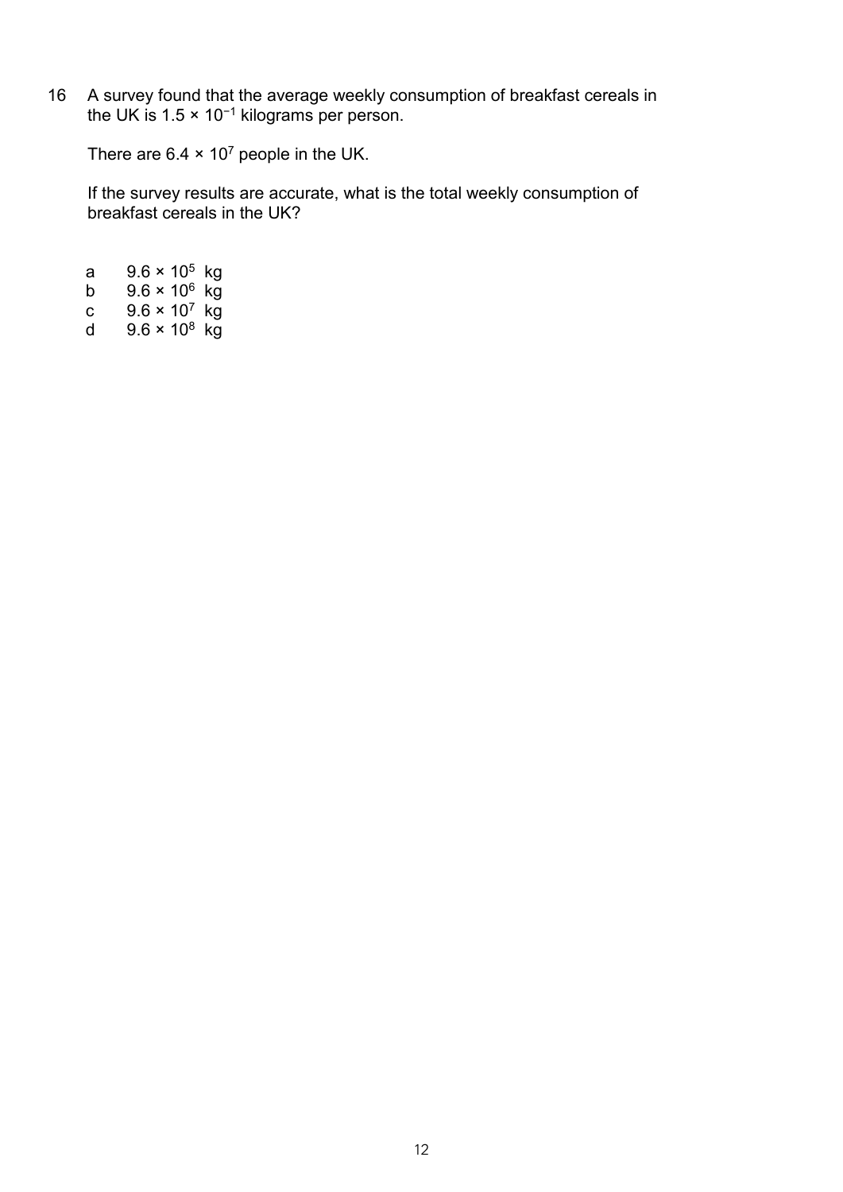16 A survey found that the average weekly consumption of breakfast cereals in the UK is $1.5 \times 10^{-1}$ kilograms per person.

There are $6.4 \times 10^{7}$ people in the UK.

If the survey results are accurate, what is the total weekly consumption of breakfast cereals in the UK?

a $9.6 \times 10^{5}$ kg
b $9.6 \times 10^{6}$ kg
c $9.6 \times 10^{7}$ kg
d $9.6 \times 10^{8}$ kg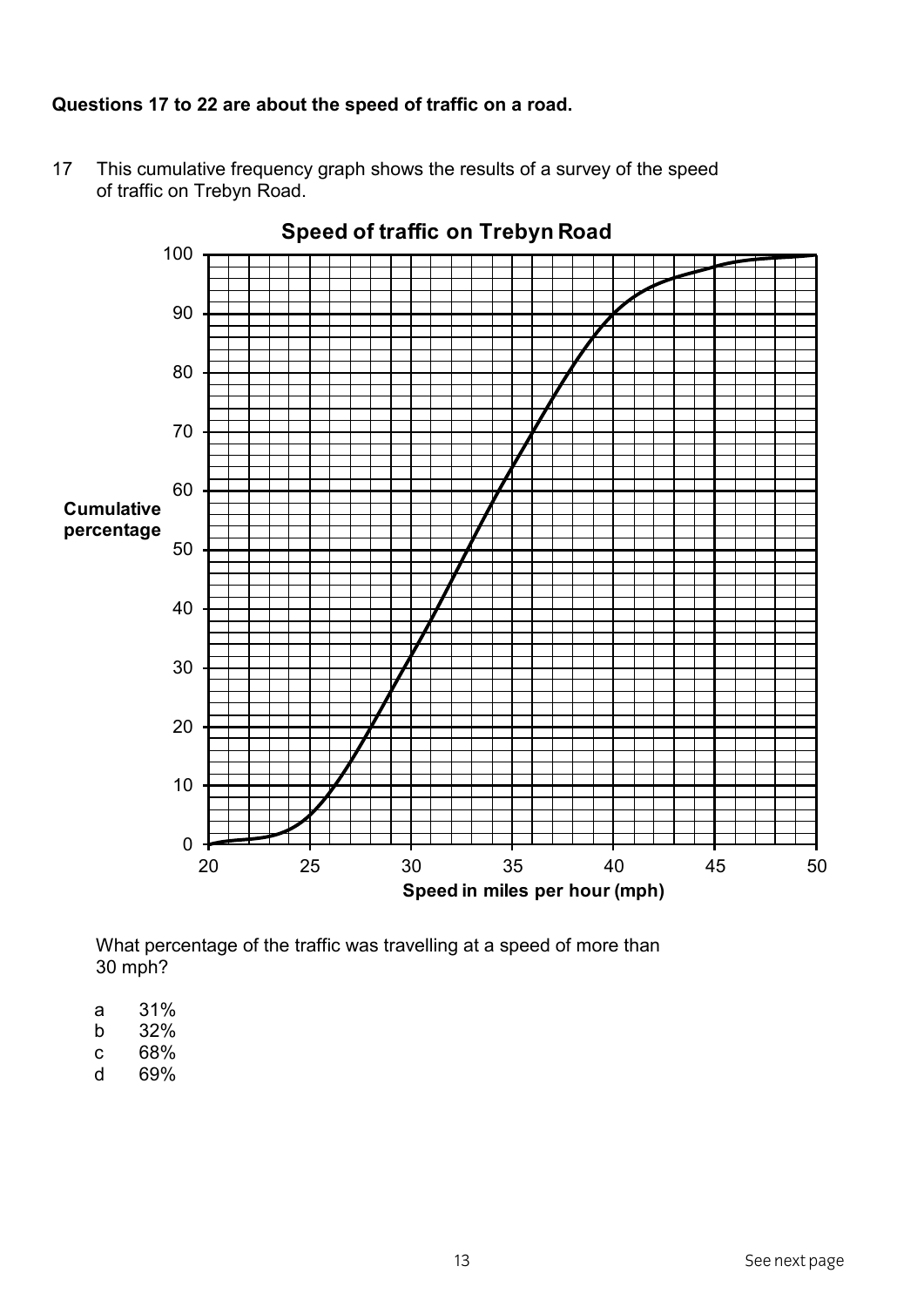**Questions 17 to 22 are about the speed of traffic on a road.**

17 This cumulative frequency graph shows the results of a survey of the speed of traffic on Trebyn Road.

**Speed of traffic on Trebyn Road**

What percentage of the traffic was travelling at a speed of more than 30 mph?

a 31%
b 32%
c 68%
d 69%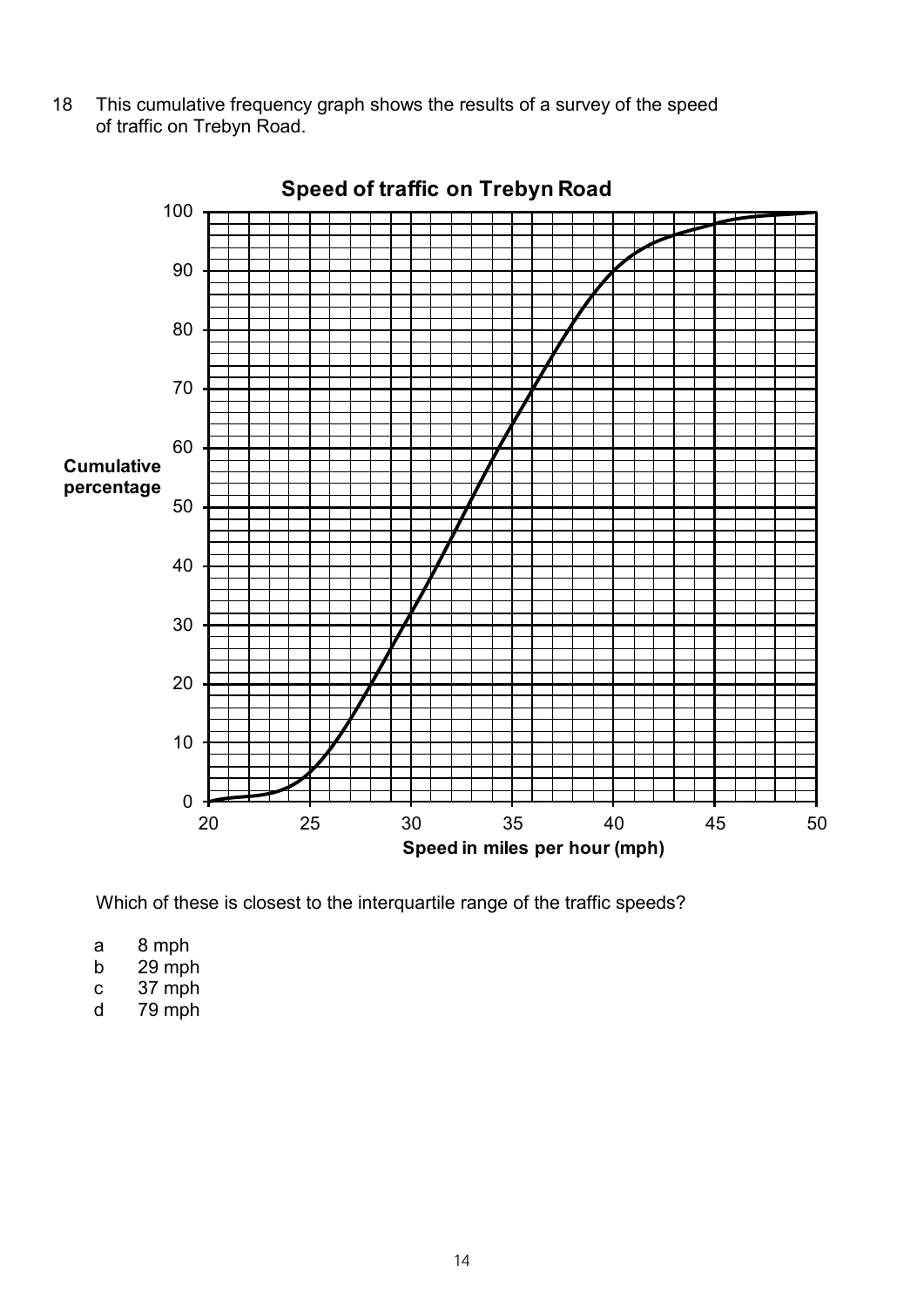18 This cumulative frequency graph shows the results of a survey of the speed of traffic on Trebyn Road.

**Speed of traffic on Trebyn Road**

Which of these is closest to the interquartile range of the traffic speeds?

a 8 mph
b 29 mph
c 37 mph
d 79 mph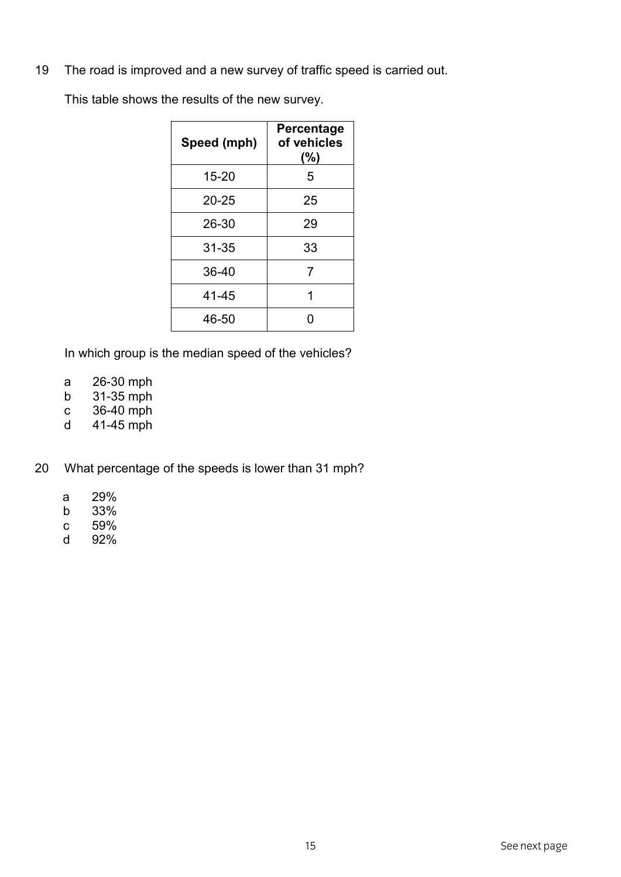19 The road is improved and a new survey of traffic speed is carried out.

This table shows the results of the new survey.

| Speed (mph) | Percentage of vehicles (%) |
|---|---|
| 15-20 | 5 |
| 20-25 | 25 |
| 26-30 | 29 |
| 31-35 | 33 |
| 36-40 | 7 |
| 41-45 | 1 |
| 46-50 | 0 |

In which group is the median speed of the vehicles?

a 26-30 mph
b 31-35 mph
c 36-40 mph
d 41-45 mph

20 What percentage of the speeds is lower than 31 mph?

a 29%
b 33%
c 59%
d 92%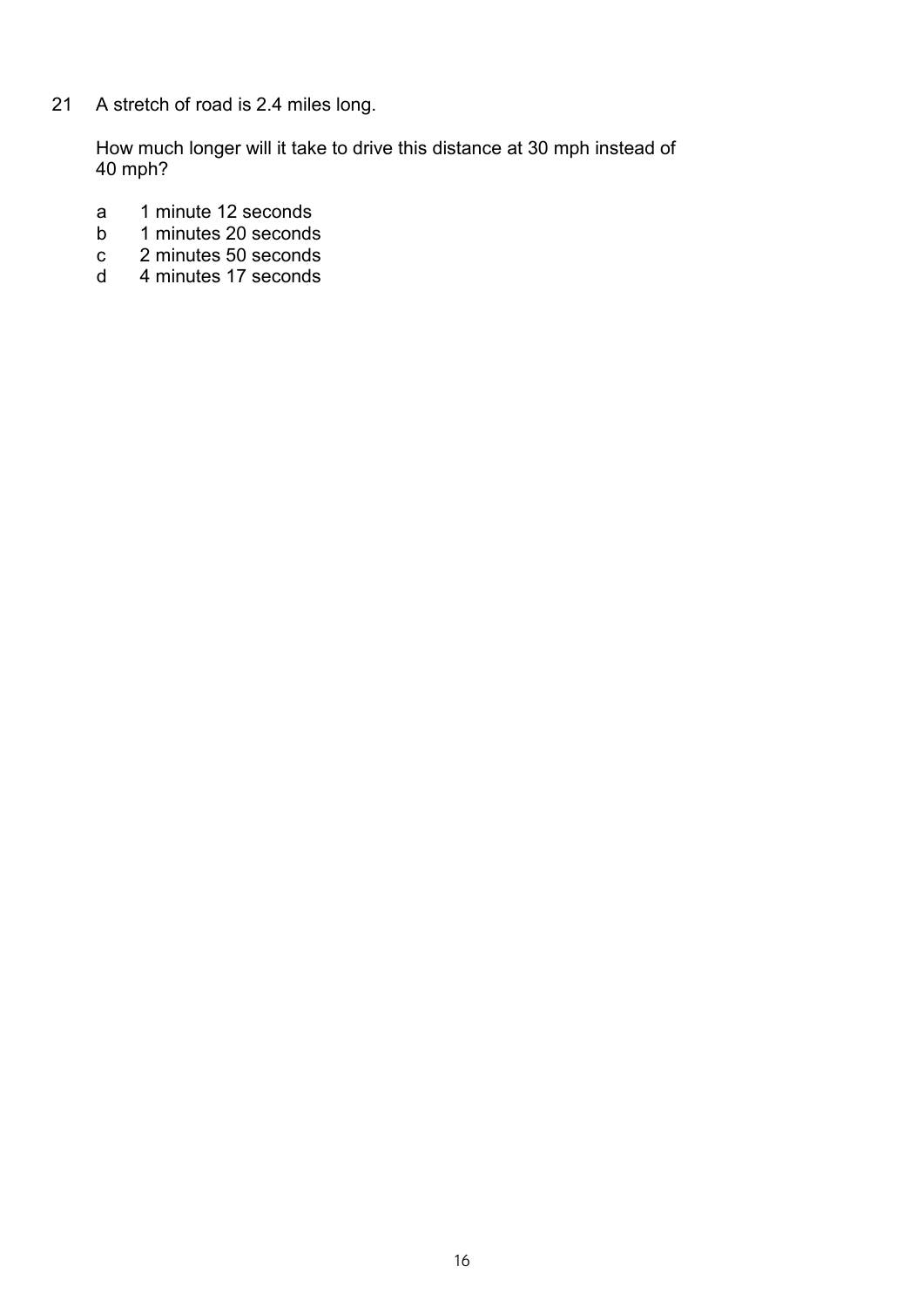21 A stretch of road is 2.4 miles long.

How much longer will it take to drive this distance at 30 mph instead of 40 mph?

a 1 minute 12 seconds
b 1 minutes 20 seconds
c 2 minutes 50 seconds
d 4 minutes 17 seconds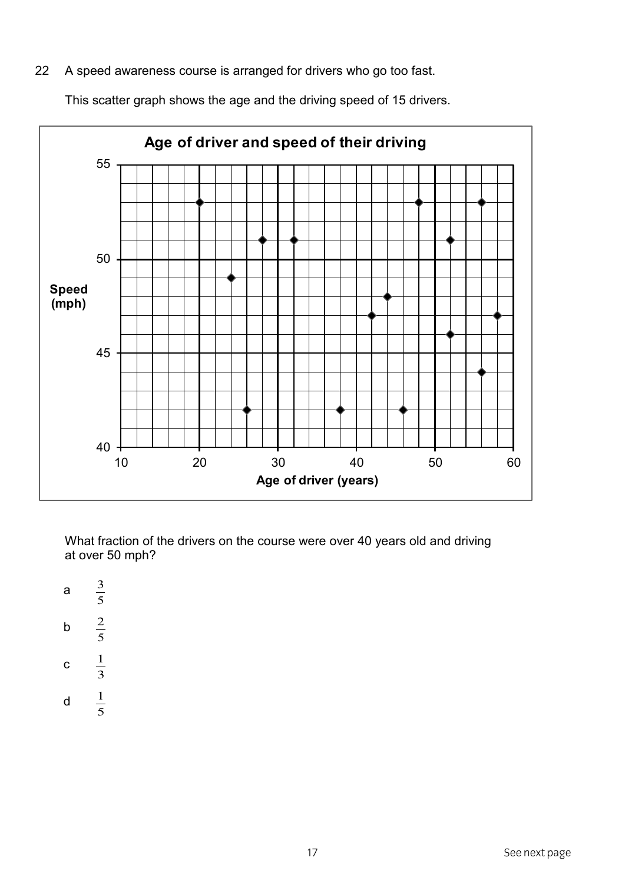22 A speed awareness course is arranged for drivers who go too fast.

This scatter graph shows the age and the driving speed of 15 drivers.

**Age of driver and speed of their driving**

| Age of driver (years) | Speed (mph) |
|---|---|
| 20 | 53 |
| 24 | 49 |
| 26 | 42 |
| 28 | 51 |
| 32 | 51 |
| 38 | 42 |
| 42 | 47 |
| 44 | 48 |
| 46 | 42 |
| 48 | 53 |
| 52 | 51 |
| 52 | 46 |
| 56 | 53 |
| 56 | 44 |
| 58 | 47 |

What fraction of the drivers on the course were over 40 years old and driving at over 50 mph?

a $\frac{3}{5}$

b $\frac{2}{5}$

c $\frac{1}{3}$

d $\frac{1}{5}$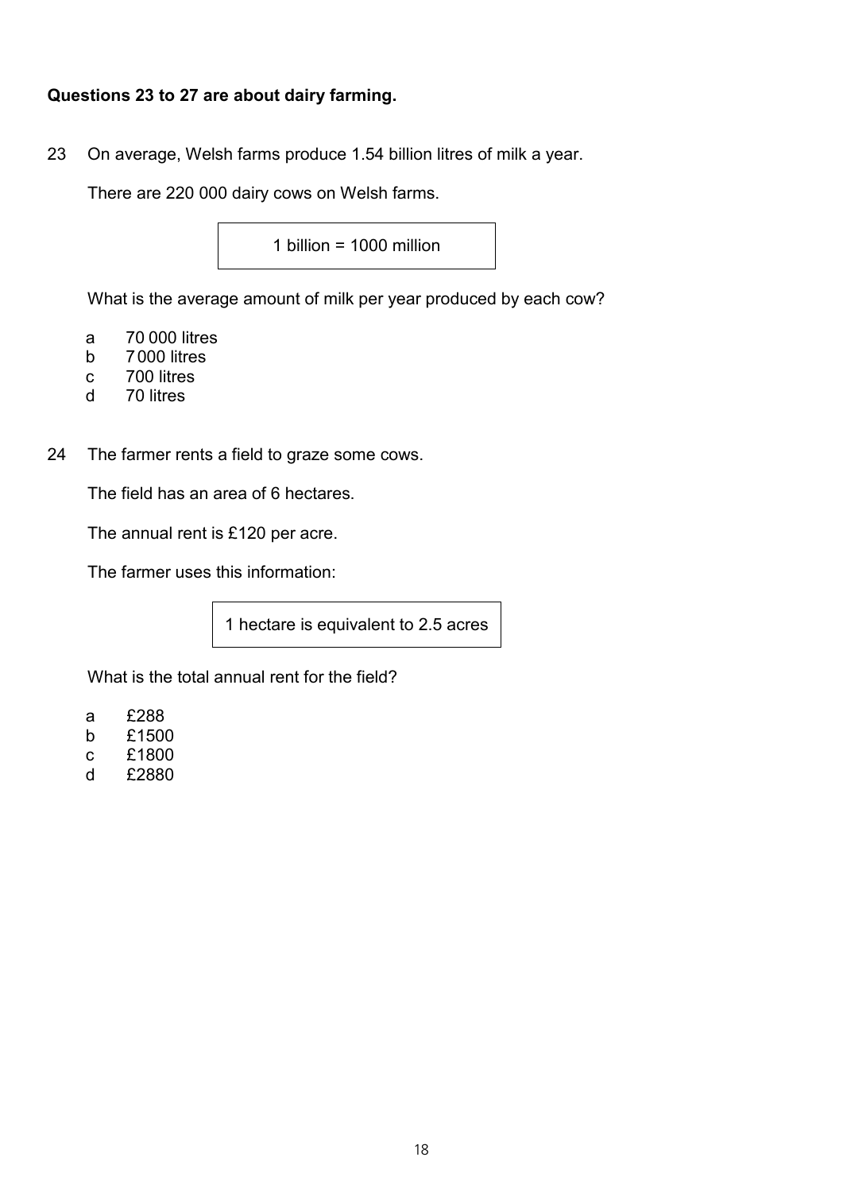**Questions 23 to 27 are about dairy farming.**

23 On average, Welsh farms produce 1.54 billion litres of milk a year.

There are 220 000 dairy cows on Welsh farms.

| 1 billion = 1000 million |
|---|

What is the average amount of milk per year produced by each cow?

- a 70 000 litres
- b 7 000 litres
- c 700 litres
- d 70 litres

24 The farmer rents a field to graze some cows.

The field has an area of 6 hectares.

The annual rent is £120 per acre.

The farmer uses this information:

| 1 hectare is equivalent to 2.5 acres |
|---|

What is the total annual rent for the field?

- a £288
- b £1500
- c £1800
- d £2880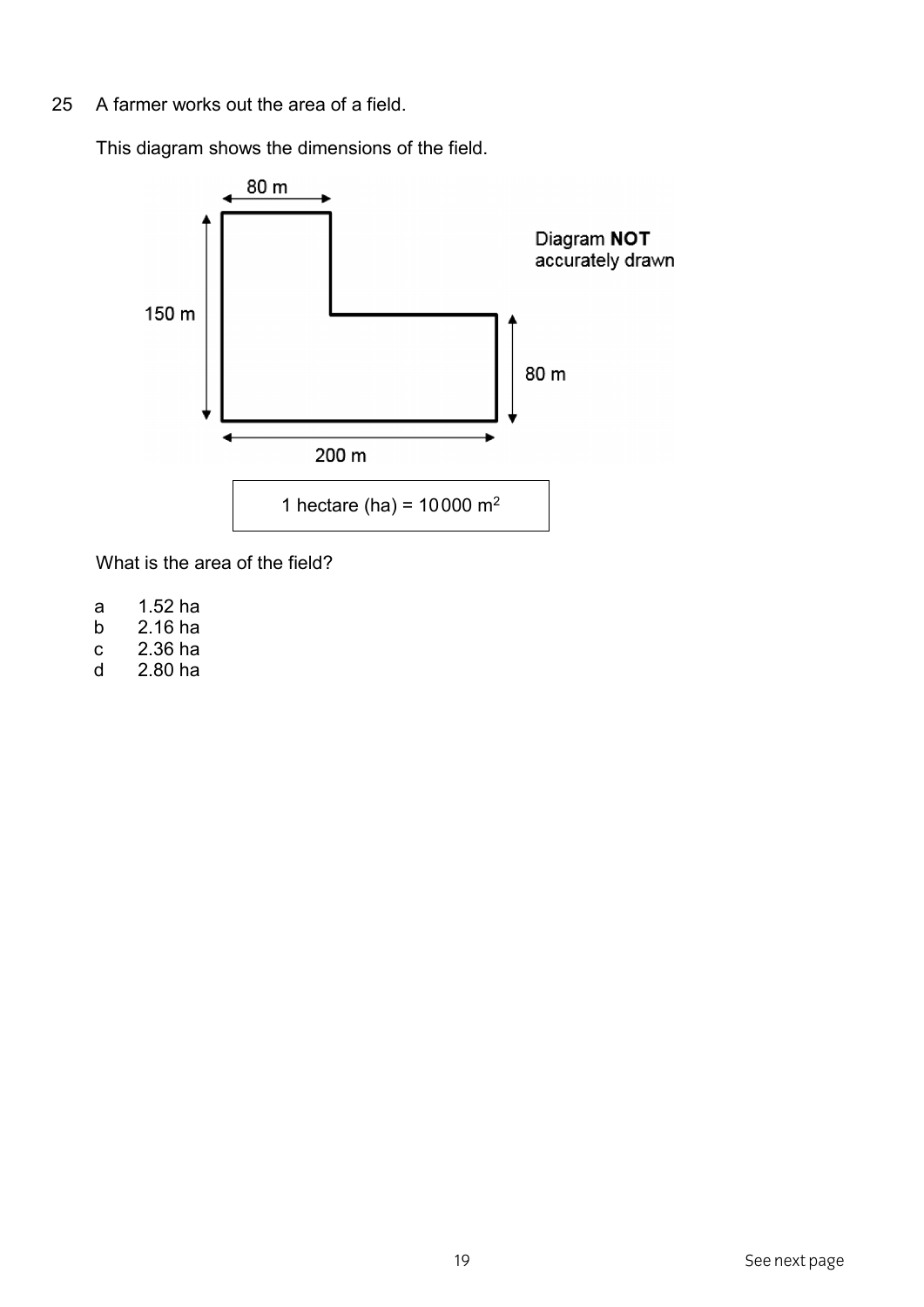25 A farmer works out the area of a field.

This diagram shows the dimensions of the field.

80 m

150 m

Diagram **NOT** accurately drawn

80 m

200 m

1 hectare (ha) = 10 000 m$^2$

What is the area of the field?

a 1.52 ha
b 2.16 ha
c 2.36 ha
d 2.80 ha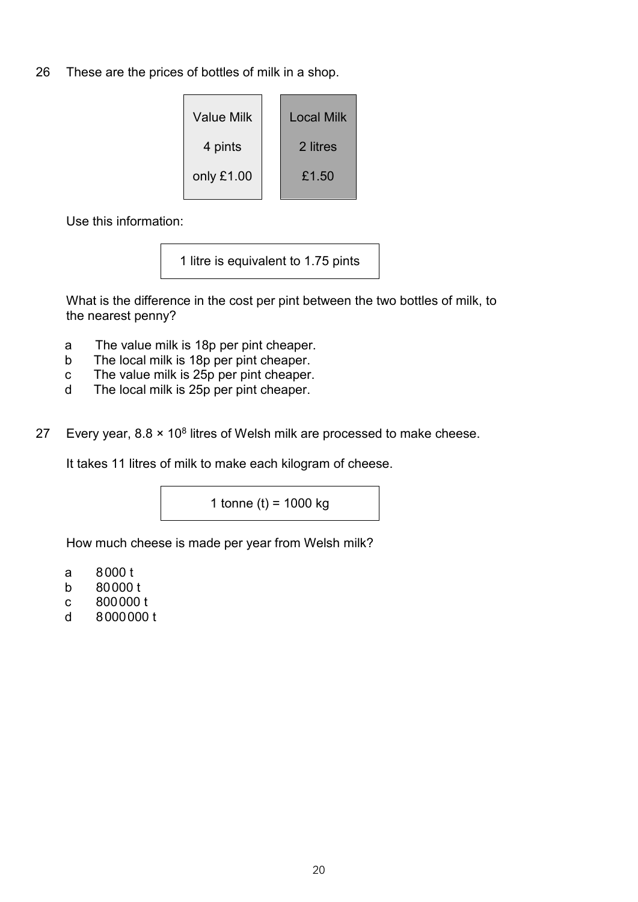26 These are the prices of bottles of milk in a shop.

| Value Milk | Local Milk |
|---|---|
| 4 pints | 2 litres |
| only £1.00 | £1.50 |

Use this information:

> 1 litre is equivalent to 1.75 pints

What is the difference in the cost per pint between the two bottles of milk, to the nearest penny?

- a The value milk is 18p per pint cheaper.
- b The local milk is 18p per pint cheaper.
- c The value milk is 25p per pint cheaper.
- d The local milk is 25p per pint cheaper.

27 Every year, $8.8 \times 10^8$ litres of Welsh milk are processed to make cheese.

It takes 11 litres of milk to make each kilogram of cheese.

> 1 tonne (t) = 1000 kg

How much cheese is made per year from Welsh milk?

- a 8 000 t
- b 80 000 t
- c 800 000 t
- d 8 000 000 t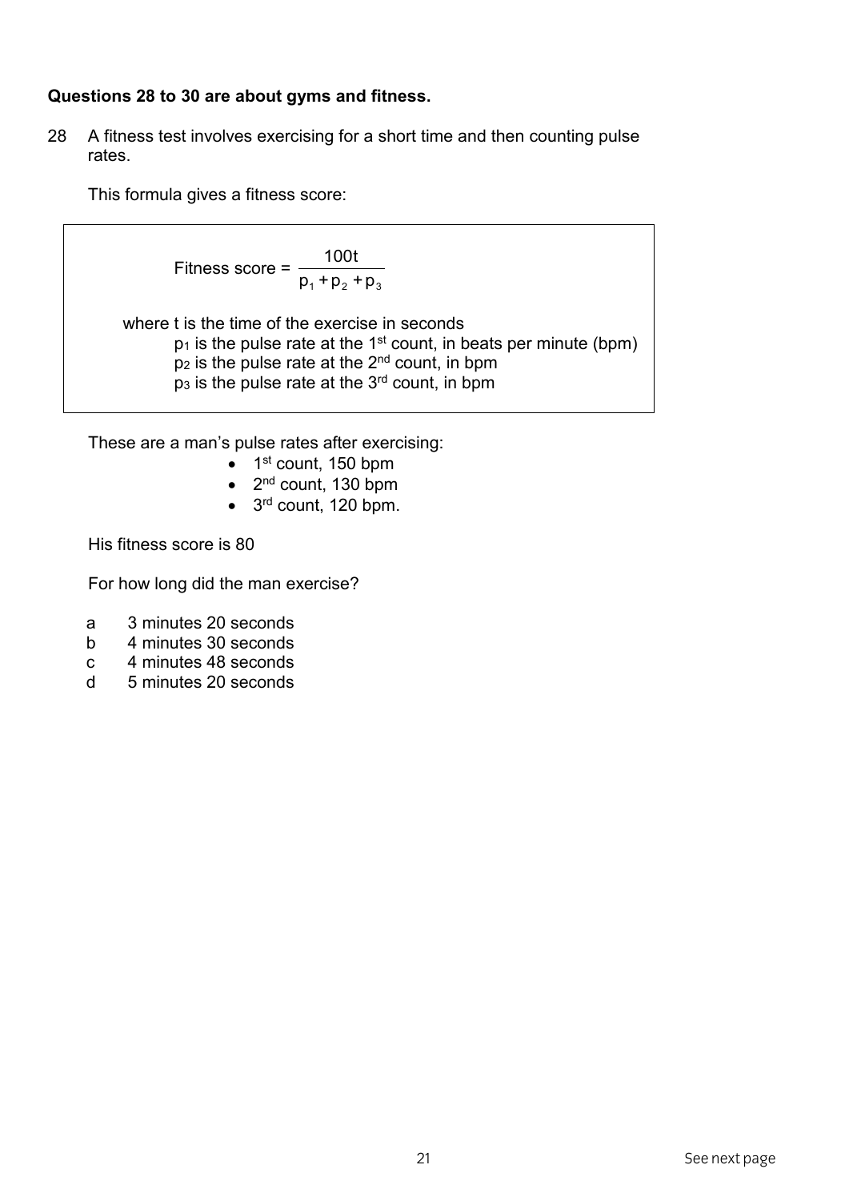**Questions 28 to 30 are about gyms and fitness.**

28 A fitness test involves exercising for a short time and then counting pulse rates.

This formula gives a fitness score:

$$\text{Fitness score} = \frac{100t}{p_1 + p_2 + p_3}$$

where $t$ is the time of the exercise in seconds
$p_1$ is the pulse rate at the 1st count, in beats per minute (bpm)
$p_2$ is the pulse rate at the 2nd count, in bpm
$p_3$ is the pulse rate at the 3rd count, in bpm

These are a man's pulse rates after exercising:

- 1st count, 150 bpm
- 2nd count, 130 bpm
- 3rd count, 120 bpm.

His fitness score is 80

For how long did the man exercise?

a 3 minutes 20 seconds
b 4 minutes 30 seconds
c 4 minutes 48 seconds
d 5 minutes 20 seconds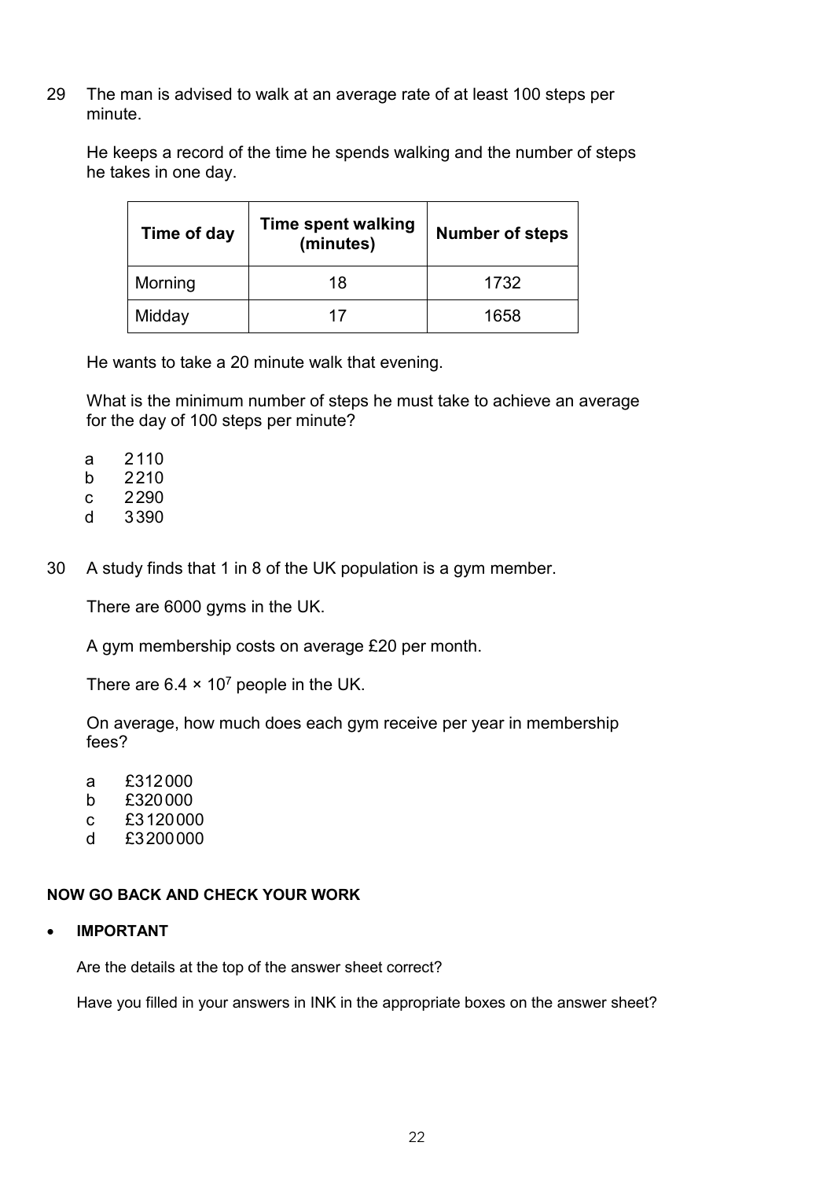29 The man is advised to walk at an average rate of at least 100 steps per minute.

He keeps a record of the time he spends walking and the number of steps he takes in one day.

| Time of day | Time spent walking (minutes) | Number of steps |
| --- | --- | --- |
| Morning | 18 | 1732 |
| Midday | 17 | 1658 |

He wants to take a 20 minute walk that evening.

What is the minimum number of steps he must take to achieve an average for the day of 100 steps per minute?

- a 2110
- b 2210
- c 2290
- d 3390

30 A study finds that 1 in 8 of the UK population is a gym member.

There are 6000 gyms in the UK.

A gym membership costs on average £20 per month.

There are $6.4 \times 10^7$ people in the UK.

On average, how much does each gym receive per year in membership fees?

- a £312000
- b £320000
- c £3120000
- d £3200000

**NOW GO BACK AND CHECK YOUR WORK**

- **IMPORTANT**

Are the details at the top of the answer sheet correct?

Have you filled in your answers in INK in the appropriate boxes on the answer sheet?